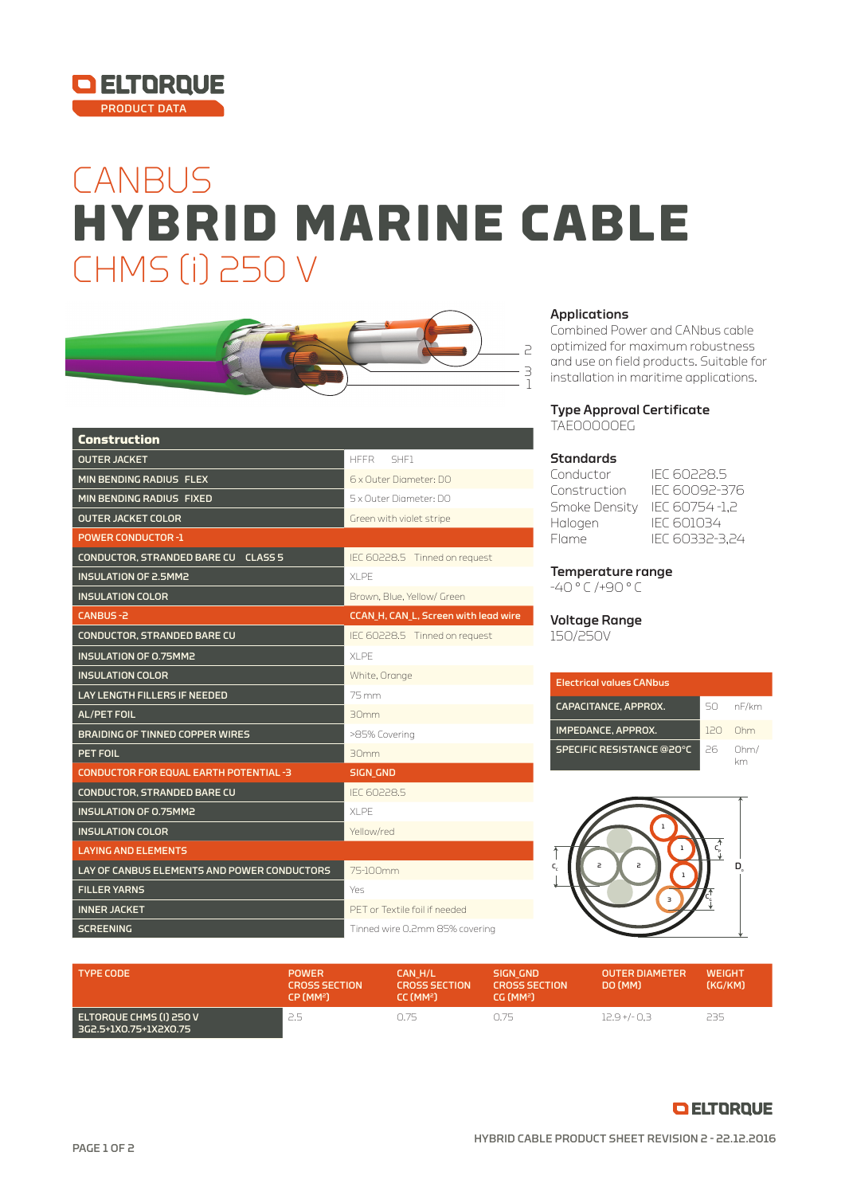ELTORQUE
PRODUCT DATA

# CANBUS
# HYBRID MARINE CABLE
## CHMS (i) 250 V

## Applications

Combined Power and CANbus cable optimized for maximum robustness and use on field products. Suitable for installation in maritime applications.

## Type Approval Certificate

TAE00000EG

## Standards

| | |
|---|---|
| Conductor | IEC 60228.5 |
| Construction | IEC 60092-376 |
| Smoke Density | IEC 60754 -1,2 |
| Halogen | IEC 601034 |
| Flame | IEC 60332-3,24 |

## Temperature range

-40 ° C /+90 ° C

## Voltage Range

150/250V

| Construction | |
|---|---|
| OUTER JACKET | HFFR SHF1 |
| MIN BENDING RADIUS FLEX | 6 x Outer Diameter: DO |
| MIN BENDING RADIUS FIXED | 5 x Outer Diameter: DO |
| OUTER JACKET COLOR | Green with violet stripe |
| **POWER CONDUCTOR -1** | |
| CONDUCTOR, STRANDED BARE CU CLASS 5 | IEC 60228.5 Tinned on request |
| INSULATION OF 2.5MM2 | XLPE |
| INSULATION COLOR | Brown, Blue, Yellow/ Green |
| **CANBUS -2** | **CCAN_H, CAN_L, Screen with lead wire** |
| CONDUCTOR, STRANDED BARE CU | IEC 60228.5 Tinned on request |
| INSULATION OF 0.75MM2 | XLPE |
| INSULATION COLOR | White, Orange |
| LAY LENGTH FILLERS IF NEEDED | 75 mm |
| AL/PET FOIL | 30mm |
| BRAIDING OF TINNED COPPER WIRES | >85% Covering |
| PET FOIL | 30mm |
| **CONDUCTOR FOR EQUAL EARTH POTENTIAL -3** | **SIGN_GND** |
| CONDUCTOR, STRANDED BARE CU | IEC 60228.5 |
| INSULATION OF 0.75MM2 | XLPE |
| INSULATION COLOR | Yellow/red |
| **LAYING AND ELEMENTS** | |
| LAY OF CANBUS ELEMENTS AND POWER CONDUCTORS | 75-100mm |
| FILLER YARNS | Yes |
| INNER JACKET | PET or Textile foil if needed |
| SCREENING | Tinned wire 0.2mm 85% covering |

| Electrical values CANbus | | |
|---|---|---|
| CAPACITANCE, APPROX. | 50 | nF/km |
| IMPEDANCE, APPROX. | 120 | Ohm |
| SPECIFIC RESISTANCE @20°C | 26 | Ohm/km |

| TYPE CODE | POWER CROSS SECTION CP (MM²) | CAN_H/L CROSS SECTION CC (MM²) | SIGN_GND CROSS SECTION CG (MM²) | OUTER DIAMETER DO (MM) | WEIGHT (KG/KM) |
|---|---|---|---|---|---|
| ELTORQUE CHMS (I) 250 V 3G2.5+1X0.75+1X2X0.75 | 2.5 | 0.75 | 0.75 | 12.9 +/- 0,3 | 235 |

HYBRID CABLE PRODUCT SHEET REVISION 2 - 22.12.2016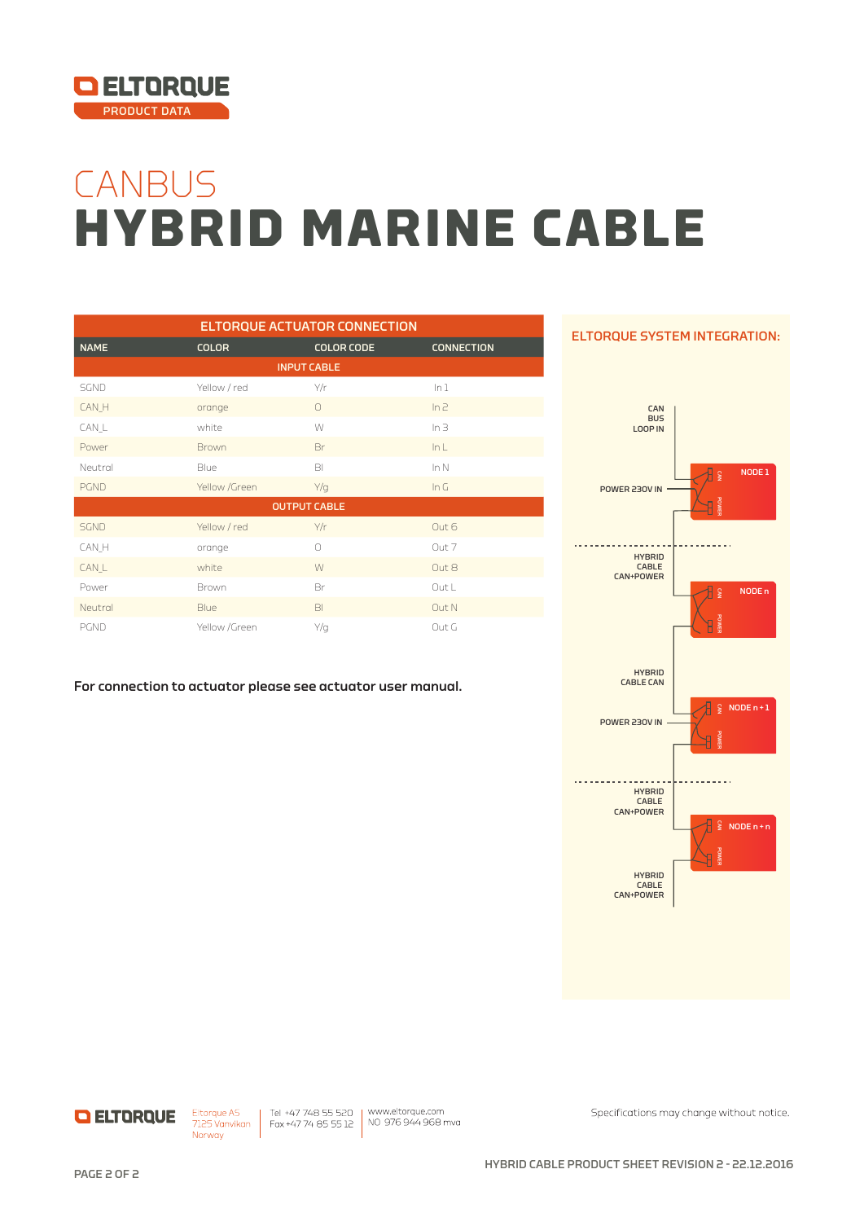# CANBUS
# HYBRID MARINE CABLE

| ELTORQUE ACTUATOR CONNECTION | | | |
|---|---|---|---|
| NAME | COLOR | COLOR CODE | CONNECTION |
| INPUT CABLE | | | |
| SGND | Yellow / red | Y/r | In 1 |
| CAN_H | orange | O | In 2 |
| CAN_L | white | W | In 3 |
| Power | Brown | Br | In L |
| Neutral | Blue | Bl | In N |
| PGND | Yellow /Green | Y/g | In G |
| OUTPUT CABLE | | | |
| SGND | Yellow / red | Y/r | Out 6 |
| CAN_H | orange | O | Out 7 |
| CAN_L | white | W | Out 8 |
| Power | Brown | Br | Out L |
| Neutral | Blue | Bl | Out N |
| PGND | Yellow /Green | Y/g | Out G |

**For connection to actuator please see actuator user manual.**

## ELTORQUE SYSTEM INTEGRATION:

CAN BUS LOOP IN

POWER 230V IN

NODE 1

CAN

POWER

HYBRID CABLE CAN+POWER

NODE n

CAN

POWER

HYBRID CABLE CAN

POWER 230V IN

NODE n + 1

CAN

POWER

HYBRID CABLE CAN+POWER

NODE n + n

CAN

POWER

HYBRID CABLE CAN+POWER

ELTORQUE

Eltorque AS
7125 Vanvikan
Norway

Tel +47 748 55 520
Fax +47 74 85 55 12

www.eltorque.com
NO 976 944 968 mva

Specifications may change without notice.

HYBRID CABLE PRODUCT SHEET REVISION 2 - 22.12.2016